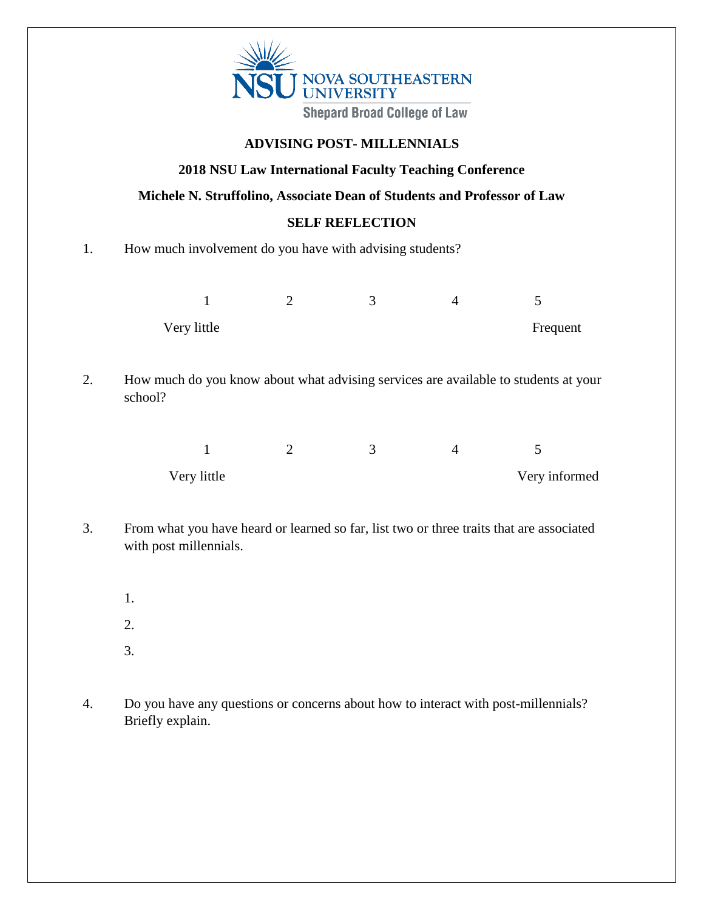NOVA SOUTHEASTERN UNIVERSITY

Shepard Broad College of Law

**ADVISING POST- MILLENNIALS**

**2018 NSU Law International Faculty Teaching Conference**

**Michele N. Struffolino, Associate Dean of Students and Professor of Law**

**SELF REFLECTION**

1. How much involvement do you have with advising students?

| 1 | 2 | 3 | 4 | 5 |
|---|---|---|---|---|
| Very little | | | | Frequent |

2. How much do you know about what advising services are available to students at your school?

| 1 | 2 | 3 | 4 | 5 |
|---|---|---|---|---|
| Very little | | | | Very informed |

3. From what you have heard or learned so far, list two or three traits that are associated with post millennials.

   1.
   2.
   3.

4. Do you have any questions or concerns about how to interact with post-millennials? Briefly explain.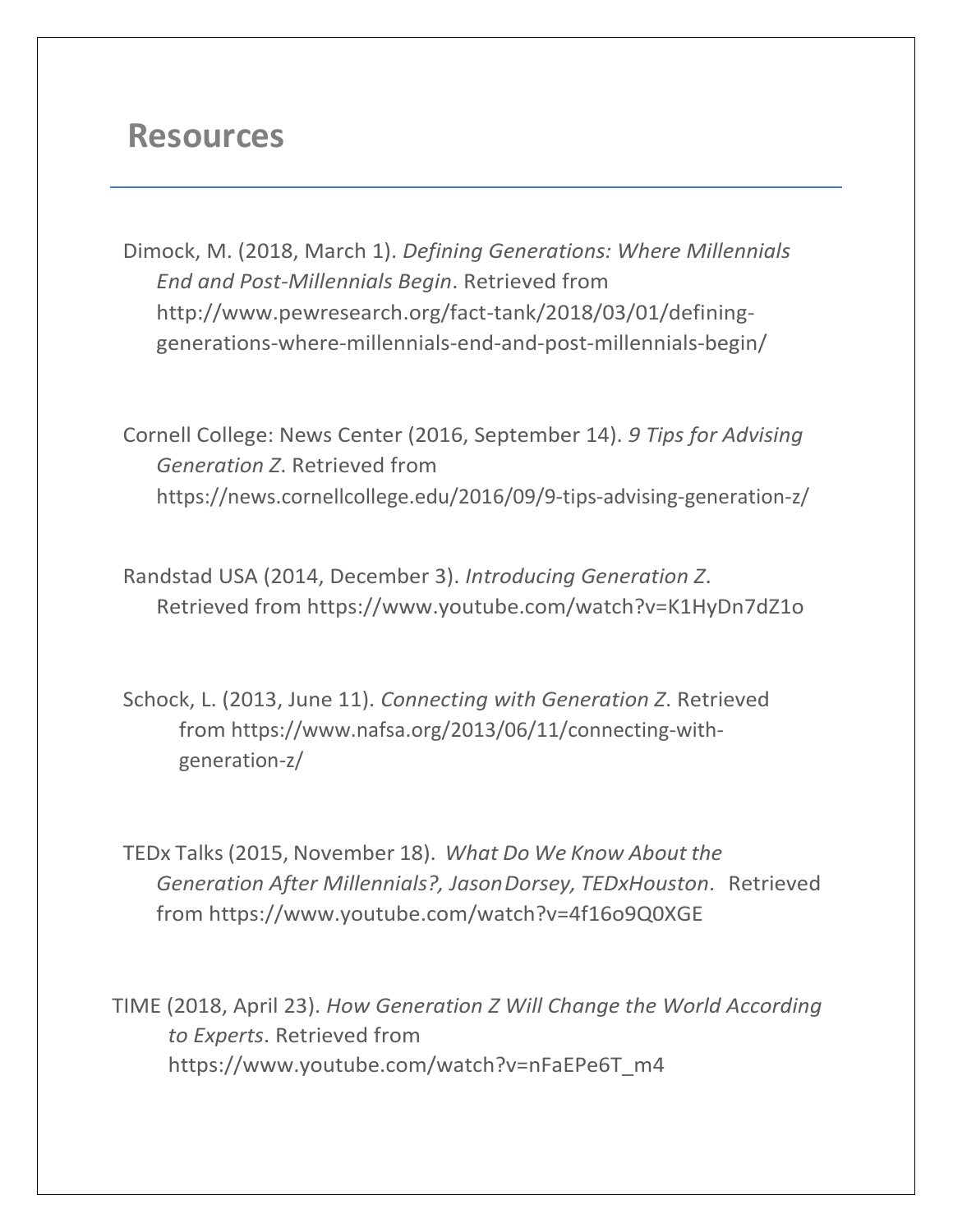## Resources

Dimock, M. (2018, March 1). *Defining Generations: Where Millennials End and Post-Millennials Begin*. Retrieved from http://www.pewresearch.org/fact-tank/2018/03/01/defining-generations-where-millennials-end-and-post-millennials-begin/

Cornell College: News Center (2016, September 14). *9 Tips for Advising Generation Z*. Retrieved from https://news.cornellcollege.edu/2016/09/9-tips-advising-generation-z/

Randstad USA (2014, December 3). *Introducing Generation Z*. Retrieved from https://www.youtube.com/watch?v=K1HyDn7dZ1o

Schock, L. (2013, June 11). *Connecting with Generation Z*. Retrieved from https://www.nafsa.org/2013/06/11/connecting-with-generation-z/

TEDx Talks (2015, November 18). *What Do We Know About the Generation After Millennials?, Jason Dorsey, TEDxHouston*. Retrieved from https://www.youtube.com/watch?v=4f16o9Q0XGE

TIME (2018, April 23). *How Generation Z Will Change the World According to Experts*. Retrieved from https://www.youtube.com/watch?v=nFaEPe6T_m4